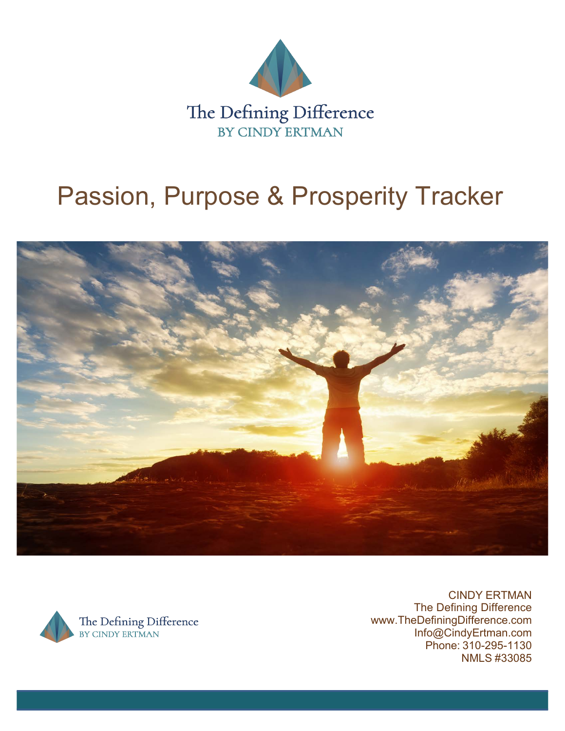The Defining Difference
BY CINDY ERTMAN

# Passion, Purpose & Prosperity Tracker

The Defining Difference
BY CINDY ERTMAN

CINDY ERTMAN
The Defining Difference
www.TheDefiningDifference.com
Info@CindyErtman.com
Phone: 310-295-1130
NMLS #33085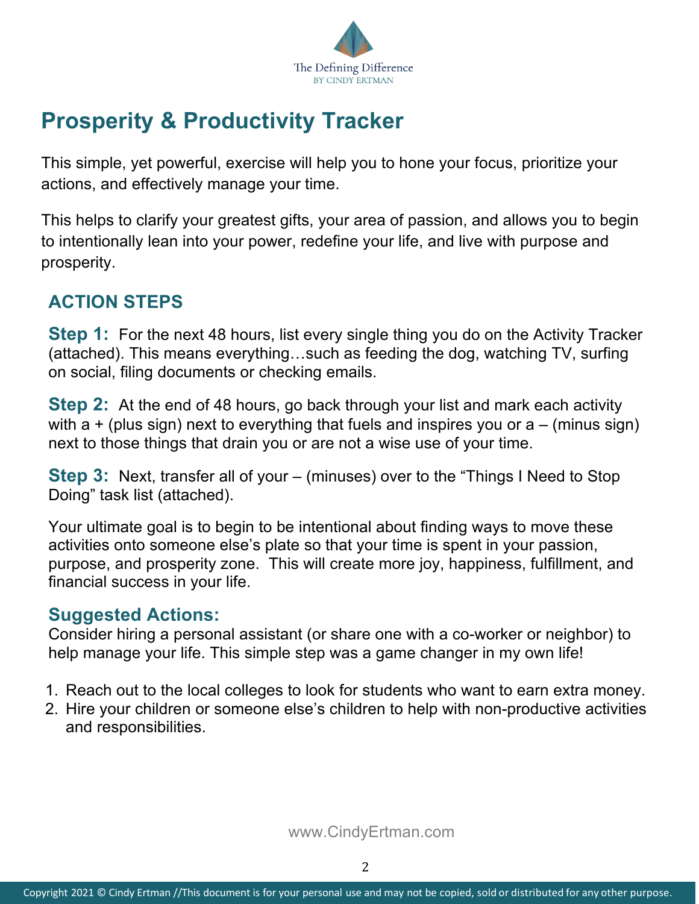# Prosperity & Productivity Tracker

This simple, yet powerful, exercise will help you to hone your focus, prioritize your actions, and effectively manage your time.

This helps to clarify your greatest gifts, your area of passion, and allows you to begin to intentionally lean into your power, redefine your life, and live with purpose and prosperity.

## ACTION STEPS

**Step 1:** For the next 48 hours, list every single thing you do on the Activity Tracker (attached). This means everything…such as feeding the dog, watching TV, surfing on social, filing documents or checking emails.

**Step 2:** At the end of 48 hours, go back through your list and mark each activity with a + (plus sign) next to everything that fuels and inspires you or a – (minus sign) next to those things that drain you or are not a wise use of your time.

**Step 3:** Next, transfer all of your – (minuses) over to the "Things I Need to Stop Doing" task list (attached).

Your ultimate goal is to begin to be intentional about finding ways to move these activities onto someone else's plate so that your time is spent in your passion, purpose, and prosperity zone. This will create more joy, happiness, fulfillment, and financial success in your life.

## Suggested Actions:

Consider hiring a personal assistant (or share one with a co-worker or neighbor) to help manage your life. This simple step was a game changer in my own life!

1. Reach out to the local colleges to look for students who want to earn extra money.
2. Hire your children or someone else's children to help with non-productive activities and responsibilities.

www.CindyErtman.com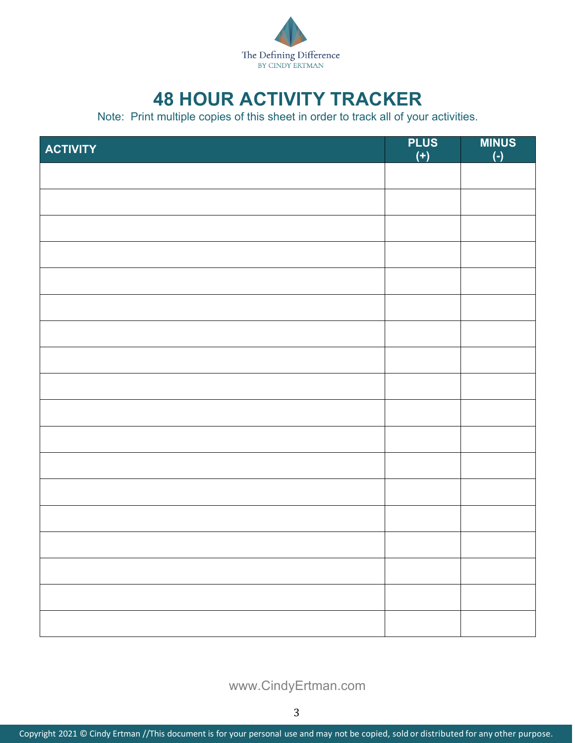The Defining Difference
BY CINDY ERTMAN

# 48 HOUR ACTIVITY TRACKER

Note: Print multiple copies of this sheet in order to track all of your activities.

| ACTIVITY | PLUS (+) | MINUS (-) |
|---|---|---|
| | | |
| | | |
| | | |
| | | |
| | | |
| | | |
| | | |
| | | |
| | | |
| | | |
| | | |
| | | |
| | | |
| | | |
| | | |
| | | |
| | | |
| | | |

www.CindyErtman.com

Copyright 2021 © Cindy Ertman //This document is for your personal use and may not be copied, sold or distributed for any other purpose.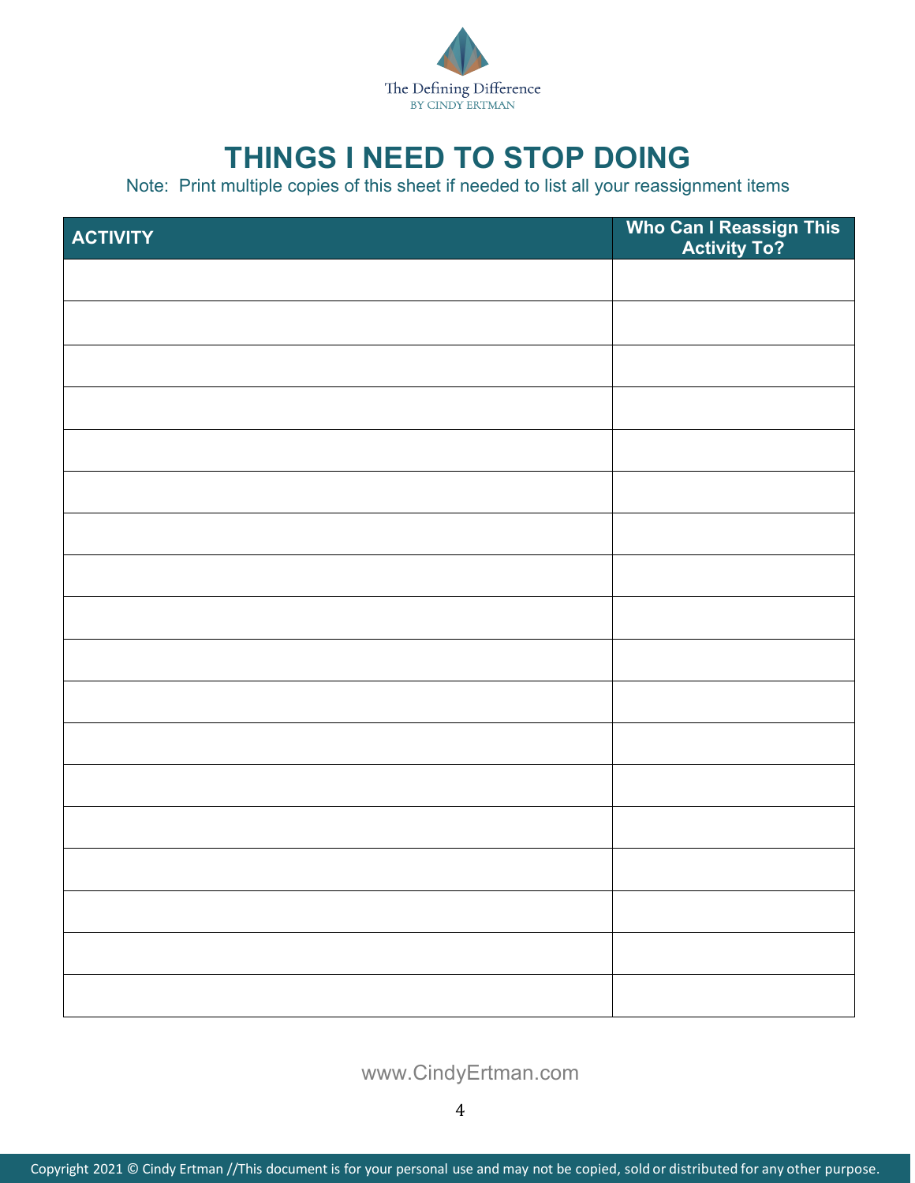The Defining Difference
BY CINDY ERTMAN

# THINGS I NEED TO STOP DOING

Note: Print multiple copies of this sheet if needed to list all your reassignment items

| ACTIVITY | Who Can I Reassign This Activity To? |
|---|---|
| | |
| | |
| | |
| | |
| | |
| | |
| | |
| | |
| | |
| | |
| | |
| | |
| | |
| | |
| | |
| | |
| | |
| | |

www.CindyErtman.com

Copyright 2021 © Cindy Ertman //This document is for your personal use and may not be copied, sold or distributed for any other purpose.